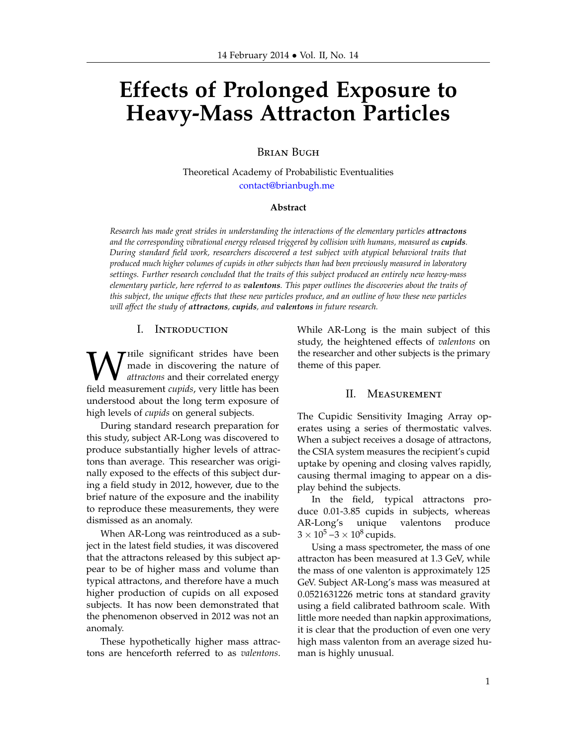# Effects of Prolonged Exposure to Heavy-Mass Attracton Particles

Brian Bugh

Theoretical Academy of Probabilistic Eventualities
contact@brianbugh.me

**Abstract**

*Research has made great strides in understanding the interactions of the elementary particles **attractons** and the corresponding vibrational energy released triggered by collision with humans, measured as **cupids**. During standard field work, researchers discovered a test subject with atypical behavioral traits that produced much higher volumes of cupids in other subjects than had been previously measured in laboratory settings. Further research concluded that the traits of this subject produced an entirely new heavy-mass elementary particle, here referred to as **valentons**. This paper outlines the discoveries about the traits of this subject, the unique effects that these new particles produce, and an outline of how these new particles will affect the study of **attractons**, **cupids**, and **valentons** in future research.*

## I. Introduction

While significant strides have been made in discovering the nature of *attractons* and their correlated energy field measurement *cupids*, very little has been understood about the long term exposure of high levels of *cupids* on general subjects.

During standard research preparation for this study, subject AR-Long was discovered to produce substantially higher levels of attractons than average. This researcher was originally exposed to the effects of this subject during a field study in 2012, however, due to the brief nature of the exposure and the inability to reproduce these measurements, they were dismissed as an anomaly.

When AR-Long was reintroduced as a subject in the latest field studies, it was discovered that the attractons released by this subject appear to be of higher mass and volume than typical attractons, and therefore have a much higher production of cupids on all exposed subjects. It has now been demonstrated that the phenomenon observed in 2012 was not an anomaly.

These hypothetically higher mass attractons are henceforth referred to as *valentons*. While AR-Long is the main subject of this study, the heightened effects of *valentons* on the researcher and other subjects is the primary theme of this paper.

## II. Measurement

The Cupidic Sensitivity Imaging Array operates using a series of thermostatic valves. When a subject receives a dosage of attractons, the CSIA system measures the recipient's cupid uptake by opening and closing valves rapidly, causing thermal imaging to appear on a display behind the subjects.

In the field, typical attractons produce 0.01-3.85 cupids in subjects, whereas AR-Long's unique valentons produce $3 \times 10^5 - 3 \times 10^8$ cupids.

Using a mass spectrometer, the mass of one attracton has been measured at 1.3 GeV, while the mass of one valenton is approximately 125 GeV. Subject AR-Long's mass was measured at 0.0521631226 metric tons at standard gravity using a field calibrated bathroom scale. With little more needed than napkin approximations, it is clear that the production of even one very high mass valenton from an average sized human is highly unusual.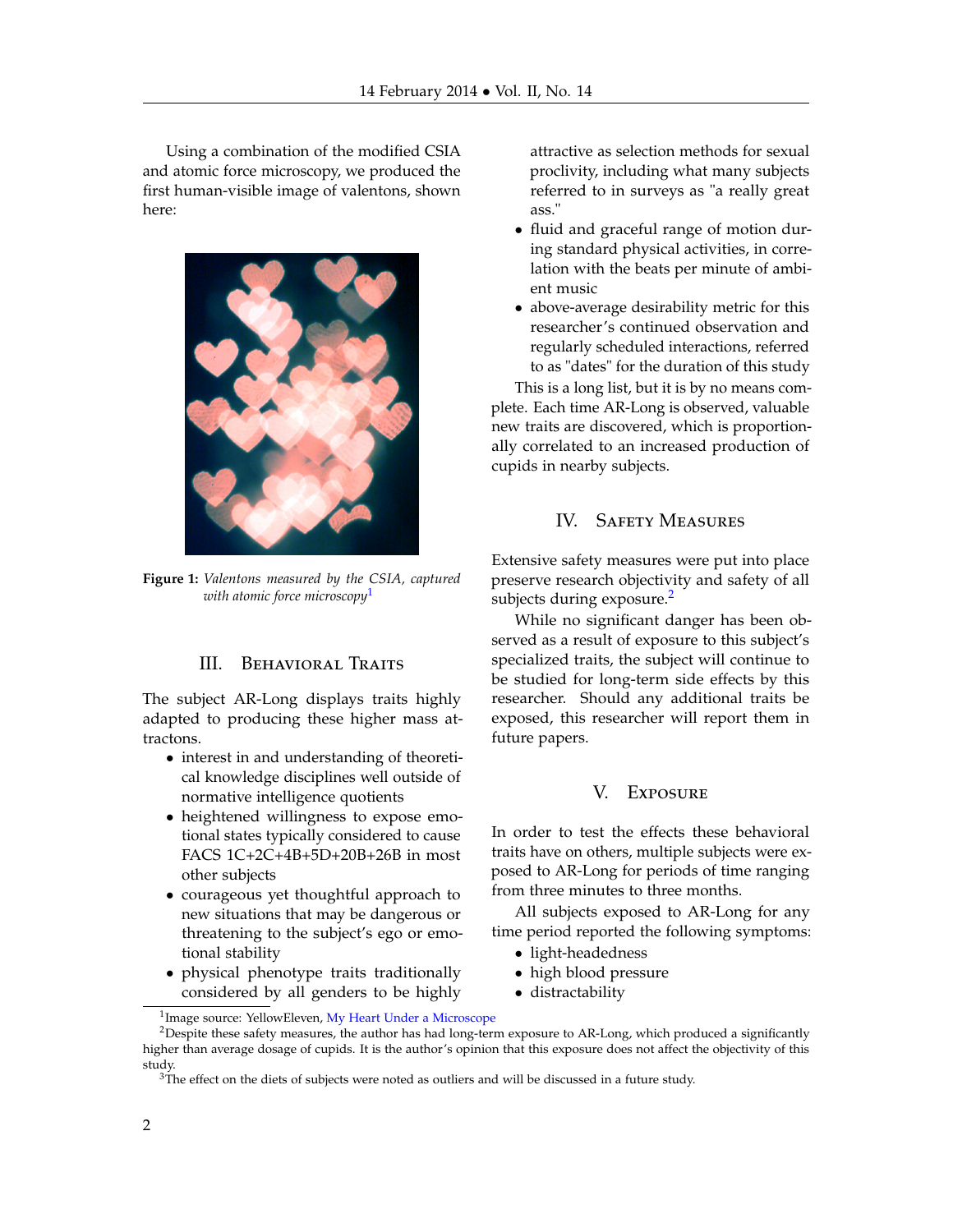Using a combination of the modified CSIA and atomic force microscopy, we produced the first human-visible image of valentons, shown here:

**Figure 1:** *Valentons measured by the CSIA, captured with atomic force microscopy*[1]

## III. Behavioral Traits

The subject AR-Long displays traits highly adapted to producing these higher mass attractons.

- interest in and understanding of theoretical knowledge disciplines well outside of normative intelligence quotients
- heightened willingness to expose emotional states typically considered to cause FACS 1C+2C+4B+5D+20B+26B in most other subjects
- courageous yet thoughtful approach to new situations that may be dangerous or threatening to the subject's ego or emotional stability
- physical phenotype traits traditionally considered by all genders to be highly attractive as selection methods for sexual proclivity, including what many subjects referred to in surveys as "a really great ass."
- fluid and graceful range of motion during standard physical activities, in correlation with the beats per minute of ambient music
- above-average desirability metric for this researcher's continued observation and regularly scheduled interactions, referred to as "dates" for the duration of this study

This is a long list, but it is by no means complete. Each time AR-Long is observed, valuable new traits are discovered, which is proportionally correlated to an increased production of cupids in nearby subjects.

## IV. Safety Measures

Extensive safety measures were put into place preserve research objectivity and safety of all subjects during exposure.[2]

While no significant danger has been observed as a result of exposure to this subject's specialized traits, the subject will continue to be studied for long-term side effects by this researcher. Should any additional traits be exposed, this researcher will report them in future papers.

## V. Exposure

In order to test the effects these behavioral traits have on others, multiple subjects were exposed to AR-Long for periods of time ranging from three minutes to three months.

All subjects exposed to AR-Long for any time period reported the following symptoms:

- light-headedness
- high blood pressure
- distractability

---

[1] Image source: YellowEleven, My Heart Under a Microscope

[2] Despite these safety measures, the author has had long-term exposure to AR-Long, which produced a significantly higher than average dosage of cupids. It is the author's opinion that this exposure does not affect the objectivity of this study.

[3] The effect on the diets of subjects were noted as outliers and will be discussed in a future study.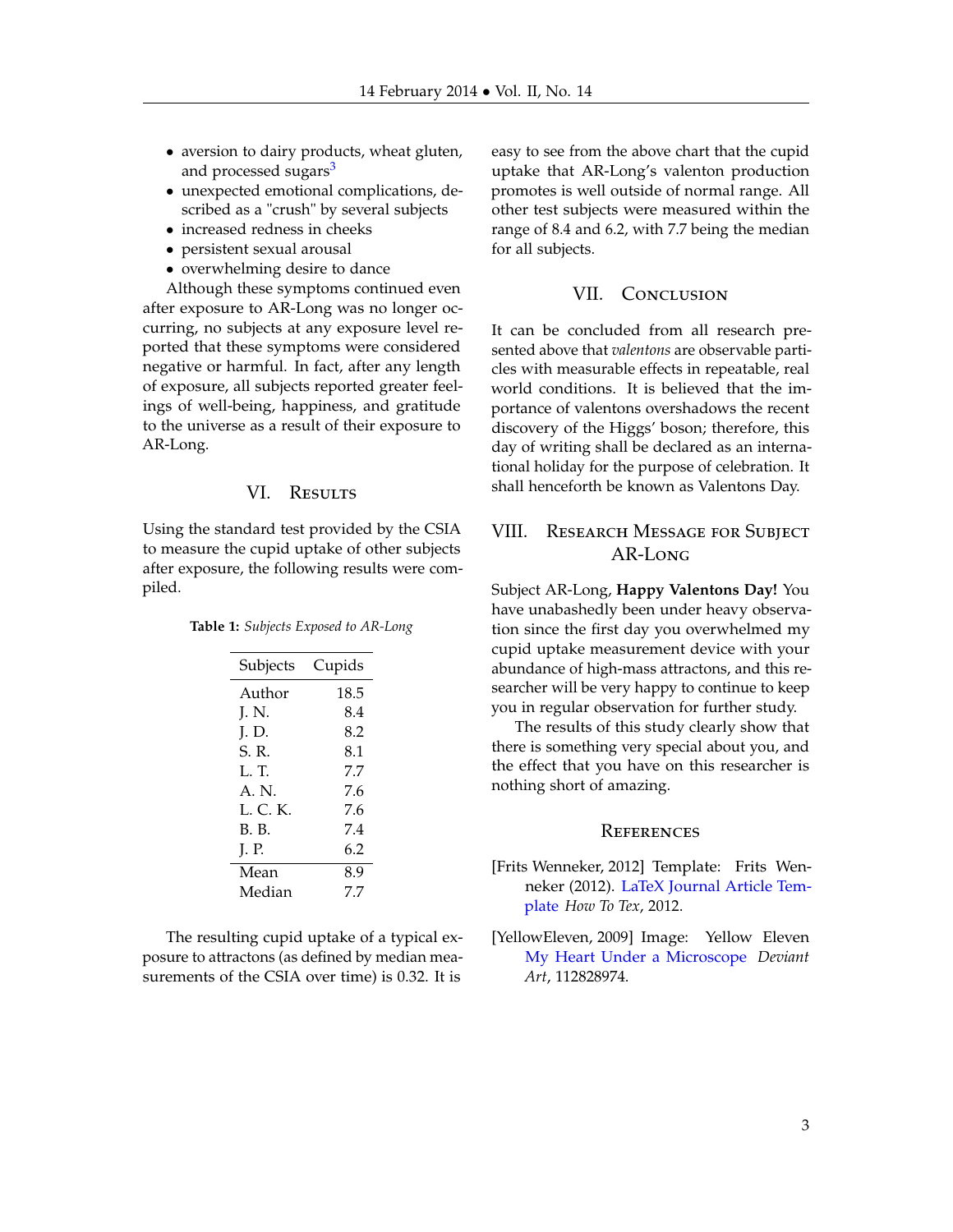- aversion to dairy products, wheat gluten, and processed sugars[3]
- unexpected emotional complications, described as a "crush" by several subjects
- increased redness in cheeks
- persistent sexual arousal
- overwhelming desire to dance

Although these symptoms continued even after exposure to AR-Long was no longer occurring, no subjects at any exposure level reported that these symptoms were considered negative or harmful. In fact, after any length of exposure, all subjects reported greater feelings of well-being, happiness, and gratitude to the universe as a result of their exposure to AR-Long.

## VI. Results

Using the standard test provided by the CSIA to measure the cupid uptake of other subjects after exposure, the following results were compiled.

**Table 1:** *Subjects Exposed to AR-Long*

| Subjects | Cupids |
|---|---|
| Author | 18.5 |
| J. N. | 8.4 |
| J. D. | 8.2 |
| S. R. | 8.1 |
| L. T. | 7.7 |
| A. N. | 7.6 |
| L. C. K. | 7.6 |
| B. B. | 7.4 |
| J. P. | 6.2 |
| Mean | 8.9 |
| Median | 7.7 |

The resulting cupid uptake of a typical exposure to attractons (as defined by median measurements of the CSIA over time) is 0.32. It is easy to see from the above chart that the cupid uptake that AR-Long's valenton production promotes is well outside of normal range. All other test subjects were measured within the range of 8.4 and 6.2, with 7.7 being the median for all subjects.

## VII. Conclusion

It can be concluded from all research presented above that *valentons* are observable particles with measurable effects in repeatable, real world conditions. It is believed that the importance of valentons overshadows the recent discovery of the Higgs' boson; therefore, this day of writing shall be declared as an international holiday for the purpose of celebration. It shall henceforth be known as Valentons Day.

## VIII. Research Message for Subject AR-Long

Subject AR-Long, **Happy Valentons Day!** You have unabashedly been under heavy observation since the first day you overwhelmed my cupid uptake measurement device with your abundance of high-mass attractons, and this researcher will be very happy to continue to keep you in regular observation for further study.

The results of this study clearly show that there is something very special about you, and the effect that you have on this researcher is nothing short of amazing.

## References

[Frits Wenneker, 2012] Template: Frits Wenneker (2012). LaTeX Journal Article Template *How To Tex*, 2012.

[YellowEleven, 2009] Image: Yellow Eleven My Heart Under a Microscope *Deviant Art*, 112828974.